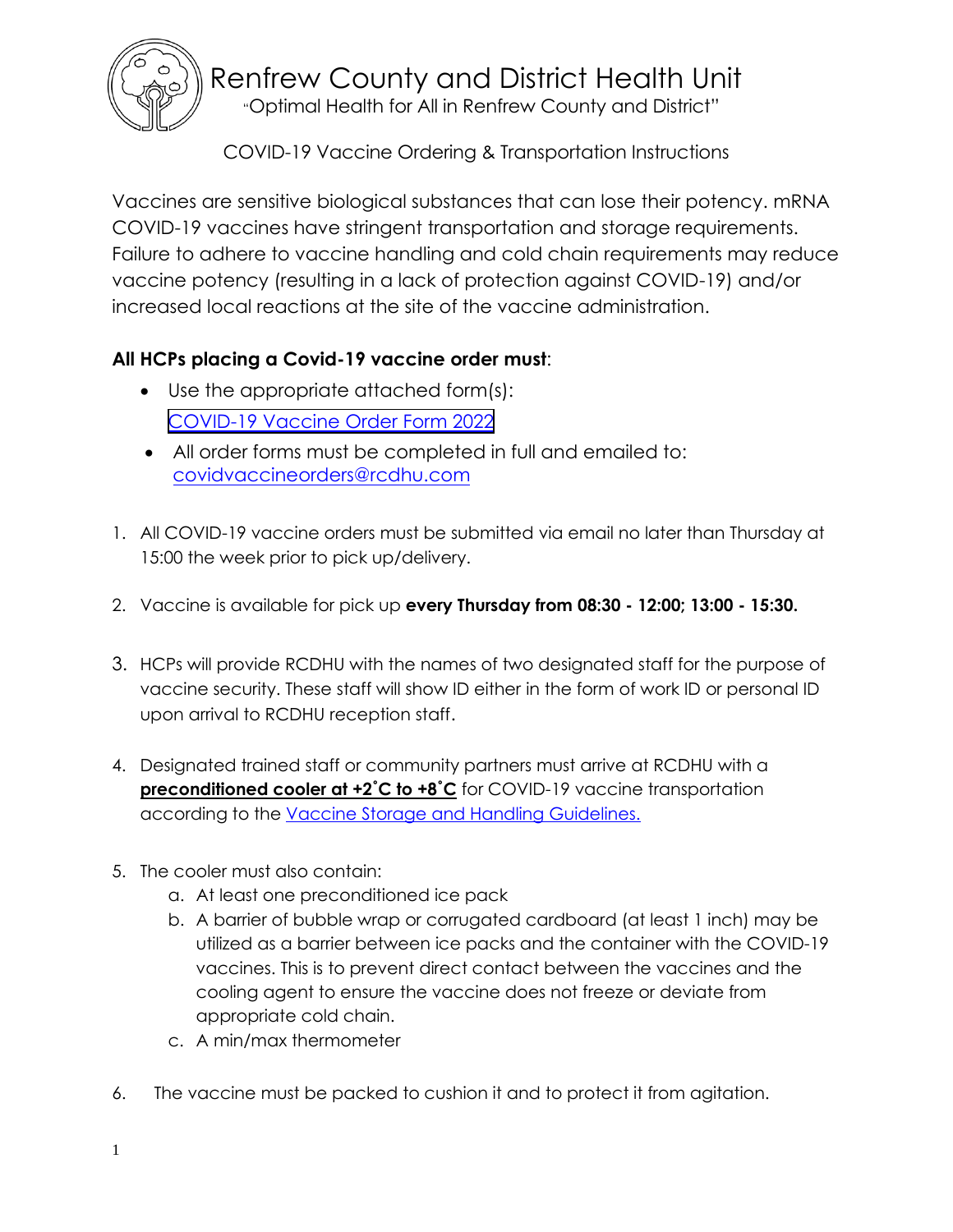# Renfrew County and District Health Unit

"Optimal Health for All in Renfrew County and District"

## COVID-19 Vaccine Ordering & Transportation Instructions

Vaccines are sensitive biological substances that can lose their potency. mRNA COVID-19 vaccines have stringent transportation and storage requirements. Failure to adhere to vaccine handling and cold chain requirements may reduce vaccine potency (resulting in a lack of protection against COVID-19) and/or increased local reactions at the site of the vaccine administration.

**All HCPs placing a Covid-19 vaccine order must**:

- Use the appropriate attached form(s): COVID-19 Vaccine Order Form 2022
- All order forms must be completed in full and emailed to: covidvaccineorders@rcdhu.com

1. All COVID-19 vaccine orders must be submitted via email no later than Thursday at 15:00 the week prior to pick up/delivery.
2. Vaccine is available for pick up **every Thursday from 08:30 - 12:00; 13:00 - 15:30.**
3. HCPs will provide RCDHU with the names of two designated staff for the purpose of vaccine security. These staff will show ID either in the form of work ID or personal ID upon arrival to RCDHU reception staff.
4. Designated trained staff or community partners must arrive at RCDHU with a **preconditioned cooler at +2˚C to +8˚C** for COVID-19 vaccine transportation according to the Vaccine Storage and Handling Guidelines.
5. The cooler must also contain:
   a. At least one preconditioned ice pack
   b. A barrier of bubble wrap or corrugated cardboard (at least 1 inch) may be utilized as a barrier between ice packs and the container with the COVID-19 vaccines. This is to prevent direct contact between the vaccines and the cooling agent to ensure the vaccine does not freeze or deviate from appropriate cold chain.
   c. A min/max thermometer
6. The vaccine must be packed to cushion it and to protect it from agitation.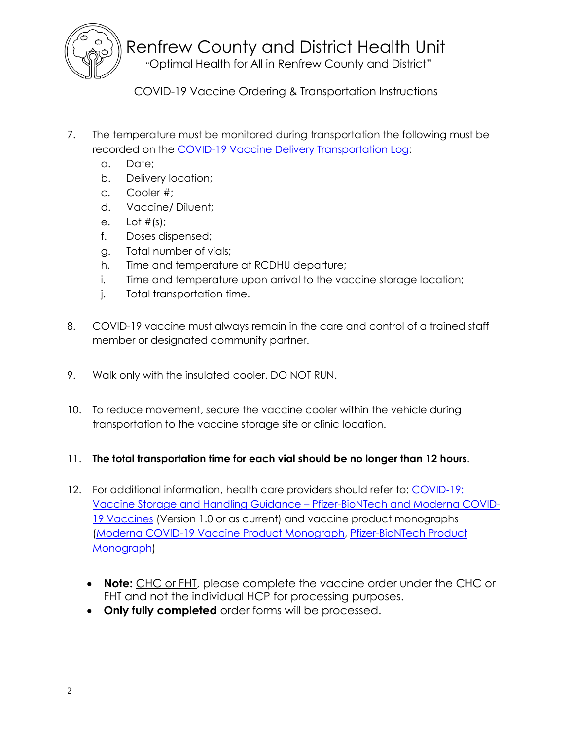7. The temperature must be monitored during transportation the following must be recorded on the COVID-19 Vaccine Delivery Transportation Log:
   a. Date;
   b. Delivery location;
   c. Cooler #;
   d. Vaccine/ Diluent;
   e. Lot #(s);
   f. Doses dispensed;
   g. Total number of vials;
   h. Time and temperature at RCDHU departure;
   i. Time and temperature upon arrival to the vaccine storage location;
   j. Total transportation time.

8. COVID-19 vaccine must always remain in the care and control of a trained staff member or designated community partner.

9. Walk only with the insulated cooler. DO NOT RUN.

10. To reduce movement, secure the vaccine cooler within the vehicle during transportation to the vaccine storage site or clinic location.

11. **The total transportation time for each vial should be no longer than 12 hours**.

12. For additional information, health care providers should refer to: COVID-19: Vaccine Storage and Handling Guidance – Pfizer-BioNTech and Moderna COVID-19 Vaccines (Version 1.0 or as current) and vaccine product monographs (Moderna COVID-19 Vaccine Product Monograph, Pfizer-BioNTech Product Monograph)

- **Note:** CHC or FHT, please complete the vaccine order under the CHC or FHT and not the individual HCP for processing purposes.
- **Only fully completed** order forms will be processed.